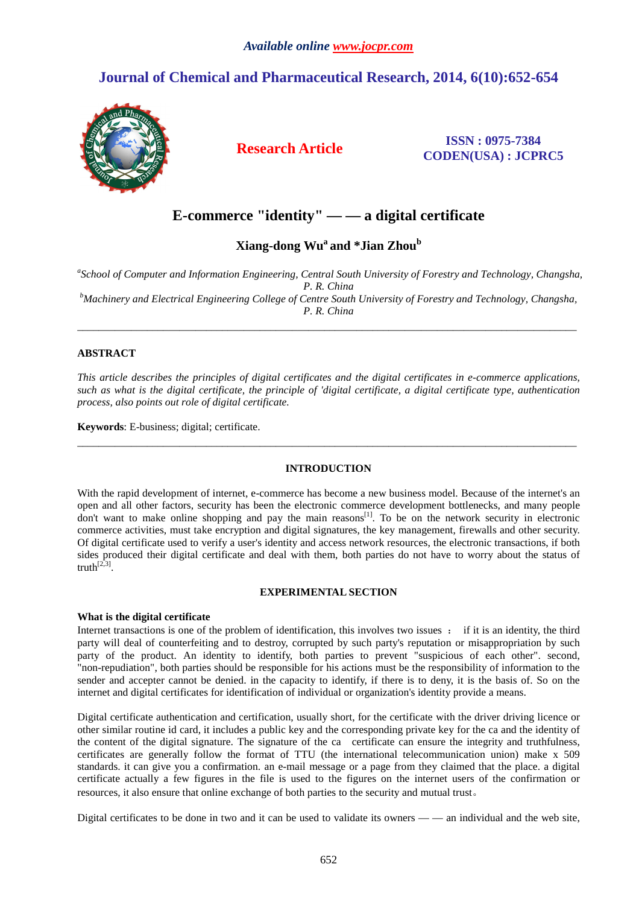# E-commerce "identity" — — a digital certificate

**Xiang-dong Wu[a] and *Jian Zhou[b]**

*[a]School of Computer and Information Engineering, Central South University of Forestry and Technology, Changsha, P. R. China*
*[b]Machinery and Electrical Engineering College of Centre South University of Forestry and Technology, Changsha, P. R. China*

---

## ABSTRACT

*This article describes the principles of digital certificates and the digital certificates in e-commerce applications, such as what is the digital certificate, the principle of 'digital certificate, a digital certificate type, authentication process, also points out role of digital certificate.*

**Keywords**: E-business; digital; certificate.

---

## INTRODUCTION

With the rapid development of internet, e-commerce has become a new business model. Because of the internet's an open and all other factors, security has been the electronic commerce development bottlenecks, and many people don't want to make online shopping and pay the main reasons[1]. To be on the network security in electronic commerce activities, must take encryption and digital signatures, the key management, firewalls and other security. Of digital certificate used to verify a user's identity and access network resources, the electronic transactions, if both sides produced their digital certificate and deal with them, both parties do not have to worry about the status of truth[2,3].

## EXPERIMENTAL SECTION

### What is the digital certificate

Internet transactions is one of the problem of identification, this involves two issues ： if it is an identity, the third party will deal of counterfeiting and to destroy, corrupted by such party's reputation or misappropriation by such party of the product. An identity to identify, both parties to prevent "suspicious of each other". second, "non-repudiation", both parties should be responsible for his actions must be the responsibility of information to the sender and accepter cannot be denied. in the capacity to identify, if there is to deny, it is the basis of. So on the internet and digital certificates for identification of individual or organization's identity provide a means.

Digital certificate authentication and certification, usually short, for the certificate with the driver driving licence or other similar routine id card, it includes a public key and the corresponding private key for the ca and the identity of the content of the digital signature. The signature of the ca certificate can ensure the integrity and truthfulness, certificates are generally follow the format of TTU (the international telecommunication union) make x 509 standards. it can give you a confirmation. an e-mail message or a page from they claimed that the place. a digital certificate actually a few figures in the file is used to the figures on the internet users of the confirmation or resources, it also ensure that online exchange of both parties to the security and mutual trust。

Digital certificates to be done in two and it can be used to validate its owners — — an individual and the web site,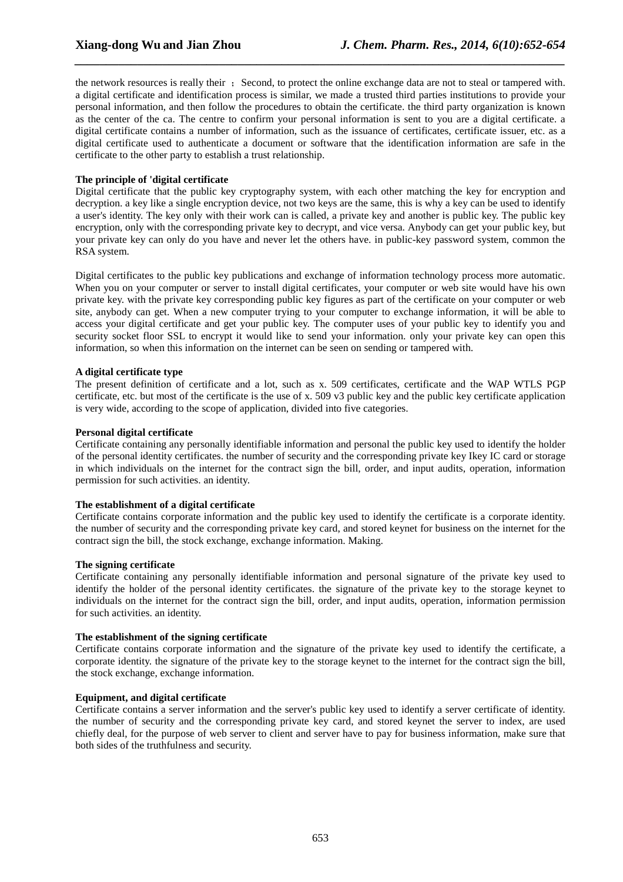the network resources is really their ；Second, to protect the online exchange data are not to steal or tampered with. a digital certificate and identification process is similar, we made a trusted third parties institutions to provide your personal information, and then follow the procedures to obtain the certificate. the third party organization is known as the center of the ca. The centre to confirm your personal information is sent to you are a digital certificate. a digital certificate contains a number of information, such as the issuance of certificates, certificate issuer, etc. as a digital certificate used to authenticate a document or software that the identification information are safe in the certificate to the other party to establish a trust relationship.

**The principle of 'digital certificate**

Digital certificate that the public key cryptography system, with each other matching the key for encryption and decryption. a key like a single encryption device, not two keys are the same, this is why a key can be used to identify a user's identity. The key only with their work can is called, a private key and another is public key. The public key encryption, only with the corresponding private key to decrypt, and vice versa. Anybody can get your public key, but your private key can only do you have and never let the others have. in public-key password system, common the RSA system.

Digital certificates to the public key publications and exchange of information technology process more automatic. When you on your computer or server to install digital certificates, your computer or web site would have his own private key. with the private key corresponding public key figures as part of the certificate on your computer or web site, anybody can get. When a new computer trying to your computer to exchange information, it will be able to access your digital certificate and get your public key. The computer uses of your public key to identify you and security socket floor SSL to encrypt it would like to send your information. only your private key can open this information, so when this information on the internet can be seen on sending or tampered with.

**A digital certificate type**

The present definition of certificate and a lot, such as x. 509 certificates, certificate and the WAP WTLS PGP certificate, etc. but most of the certificate is the use of x. 509 v3 public key and the public key certificate application is very wide, according to the scope of application, divided into five categories.

**Personal digital certificate**

Certificate containing any personally identifiable information and personal the public key used to identify the holder of the personal identity certificates. the number of security and the corresponding private key Ikey IC card or storage in which individuals on the internet for the contract sign the bill, order, and input audits, operation, information permission for such activities. an identity.

**The establishment of a digital certificate**

Certificate contains corporate information and the public key used to identify the certificate is a corporate identity. the number of security and the corresponding private key card, and stored keynet for business on the internet for the contract sign the bill, the stock exchange, exchange information. Making.

**The signing certificate**

Certificate containing any personally identifiable information and personal signature of the private key used to identify the holder of the personal identity certificates. the signature of the private key to the storage keynet to individuals on the internet for the contract sign the bill, order, and input audits, operation, information permission for such activities. an identity.

**The establishment of the signing certificate**

Certificate contains corporate information and the signature of the private key used to identify the certificate, a corporate identity. the signature of the private key to the storage keynet to the internet for the contract sign the bill, the stock exchange, exchange information.

**Equipment, and digital certificate**

Certificate contains a server information and the server's public key used to identify a server certificate of identity. the number of security and the corresponding private key card, and stored keynet the server to index, are used chiefly deal, for the purpose of web server to client and server have to pay for business information, make sure that both sides of the truthfulness and security.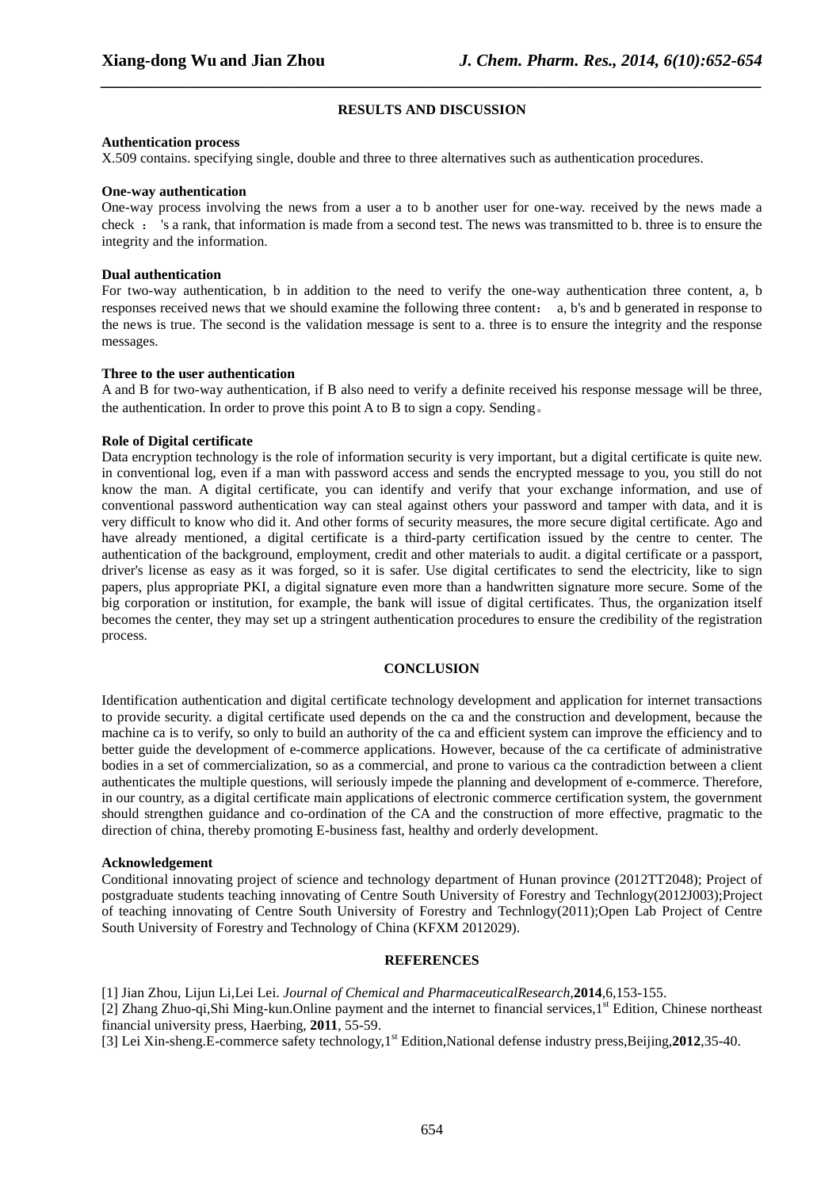## RESULTS AND DISCUSSION

**Authentication process**

X.509 contains. specifying single, double and three to three alternatives such as authentication procedures.

**One-way authentication**

One-way process involving the news from a user a to b another user for one-way. received by the news made a check ： 's a rank, that information is made from a second test. The news was transmitted to b. three is to ensure the integrity and the information.

**Dual authentication**

For two-way authentication, b in addition to the need to verify the one-way authentication three content, a, b responses received news that we should examine the following three content： a, b's and b generated in response to the news is true. The second is the validation message is sent to a. three is to ensure the integrity and the response messages.

**Three to the user authentication**

A and B for two-way authentication, if B also need to verify a definite received his response message will be three, the authentication. In order to prove this point A to B to sign a copy. Sending。

**Role of Digital certificate**

Data encryption technology is the role of information security is very important, but a digital certificate is quite new. in conventional log, even if a man with password access and sends the encrypted message to you, you still do not know the man. A digital certificate, you can identify and verify that your exchange information, and use of conventional password authentication way can steal against others your password and tamper with data, and it is very difficult to know who did it. And other forms of security measures, the more secure digital certificate. Ago and have already mentioned, a digital certificate is a third-party certification issued by the centre to center. The authentication of the background, employment, credit and other materials to audit. a digital certificate or a passport, driver's license as easy as it was forged, so it is safer. Use digital certificates to send the electricity, like to sign papers, plus appropriate PKI, a digital signature even more than a handwritten signature more secure. Some of the big corporation or institution, for example, the bank will issue of digital certificates. Thus, the organization itself becomes the center, they may set up a stringent authentication procedures to ensure the credibility of the registration process.

## CONCLUSION

Identification authentication and digital certificate technology development and application for internet transactions to provide security. a digital certificate used depends on the ca and the construction and development, because the machine ca is to verify, so only to build an authority of the ca and efficient system can improve the efficiency and to better guide the development of e-commerce applications. However, because of the ca certificate of administrative bodies in a set of commercialization, so as a commercial, and prone to various ca the contradiction between a client authenticates the multiple questions, will seriously impede the planning and development of e-commerce. Therefore, in our country, as a digital certificate main applications of electronic commerce certification system, the government should strengthen guidance and co-ordination of the CA and the construction of more effective, pragmatic to the direction of china, thereby promoting E-business fast, healthy and orderly development.

**Acknowledgement**

Conditional innovating project of science and technology department of Hunan province (2012TT2048); Project of postgraduate students teaching innovating of Centre South University of Forestry and Technlogy(2012J003);Project of teaching innovating of Centre South University of Forestry and Technlogy(2011);Open Lab Project of Centre South University of Forestry and Technology of China (KFXM 2012029).

## REFERENCES

[1] Jian Zhou, Lijun Li,Lei Lei. *Journal of Chemical and PharmaceuticalResearch*,**2014**,6,153-155.

[2] Zhang Zhuo-qi,Shi Ming-kun.Online payment and the internet to financial services,1st Edition, Chinese northeast financial university press, Haerbing, **2011**, 55-59.

[3] Lei Xin-sheng.E-commerce safety technology,1st Edition,National defense industry press,Beijing,**2012**,35-40.